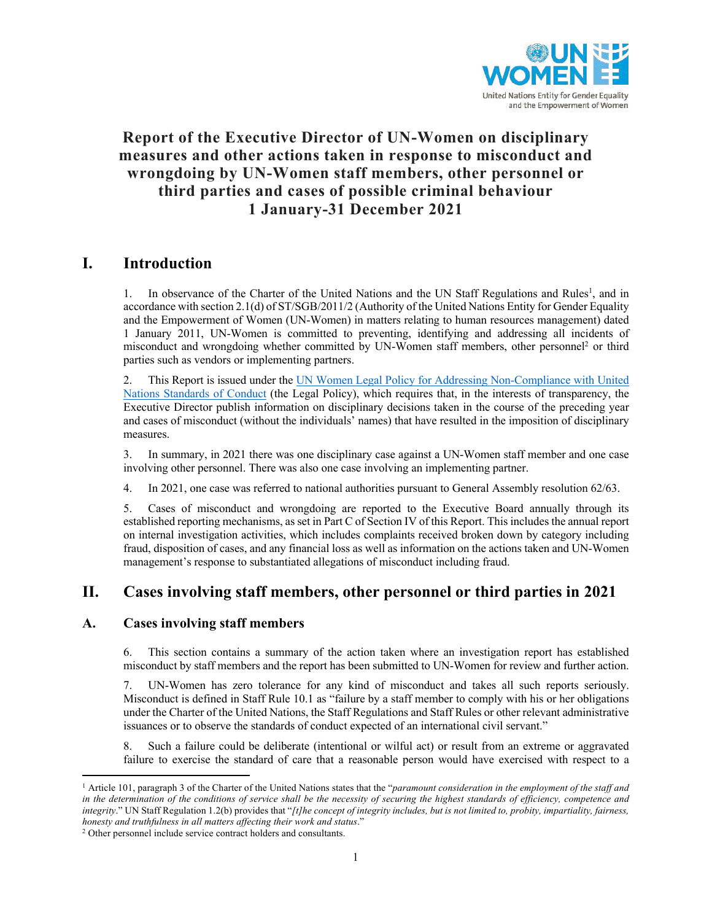UN WOMEN

United Nations Entity for Gender Equality and the Empowerment of Women

# Report of the Executive Director of UN-Women on disciplinary measures and other actions taken in response to misconduct and wrongdoing by UN-Women staff members, other personnel or third parties and cases of possible criminal behaviour 1 January-31 December 2021

## I. Introduction

1. In observance of the Charter of the United Nations and the UN Staff Regulations and Rules[1], and in accordance with section 2.1(d) of ST/SGB/2011/2 (Authority of the United Nations Entity for Gender Equality and the Empowerment of Women (UN-Women) in matters relating to human resources management) dated 1 January 2011, UN-Women is committed to preventing, identifying and addressing all incidents of misconduct and wrongdoing whether committed by UN-Women staff members, other personnel[2] or third parties such as vendors or implementing partners.

2. This Report is issued under the UN Women Legal Policy for Addressing Non-Compliance with United Nations Standards of Conduct (the Legal Policy), which requires that, in the interests of transparency, the Executive Director publish information on disciplinary decisions taken in the course of the preceding year and cases of misconduct (without the individuals' names) that have resulted in the imposition of disciplinary measures.

3. In summary, in 2021 there was one disciplinary case against a UN-Women staff member and one case involving other personnel. There was also one case involving an implementing partner.

4. In 2021, one case was referred to national authorities pursuant to General Assembly resolution 62/63.

5. Cases of misconduct and wrongdoing are reported to the Executive Board annually through its established reporting mechanisms, as set in Part C of Section IV of this Report. This includes the annual report on internal investigation activities, which includes complaints received broken down by category including fraud, disposition of cases, and any financial loss as well as information on the actions taken and UN-Women management's response to substantiated allegations of misconduct including fraud.

## II. Cases involving staff members, other personnel or third parties in 2021

### A. Cases involving staff members

6. This section contains a summary of the action taken where an investigation report has established misconduct by staff members and the report has been submitted to UN-Women for review and further action.

7. UN-Women has zero tolerance for any kind of misconduct and takes all such reports seriously. Misconduct is defined in Staff Rule 10.1 as "failure by a staff member to comply with his or her obligations under the Charter of the United Nations, the Staff Regulations and Staff Rules or other relevant administrative issuances or to observe the standards of conduct expected of an international civil servant."

8. Such a failure could be deliberate (intentional or wilful act) or result from an extreme or aggravated failure to exercise the standard of care that a reasonable person would have exercised with respect to a

---

[1] Article 101, paragraph 3 of the Charter of the United Nations states that the "*paramount consideration in the employment of the staff and in the determination of the conditions of service shall be the necessity of securing the highest standards of efficiency, competence and integrity*." UN Staff Regulation 1.2(b) provides that "*[t]he concept of integrity includes, but is not limited to, probity, impartiality, fairness, honesty and truthfulness in all matters affecting their work and status*."

[2] Other personnel include service contract holders and consultants.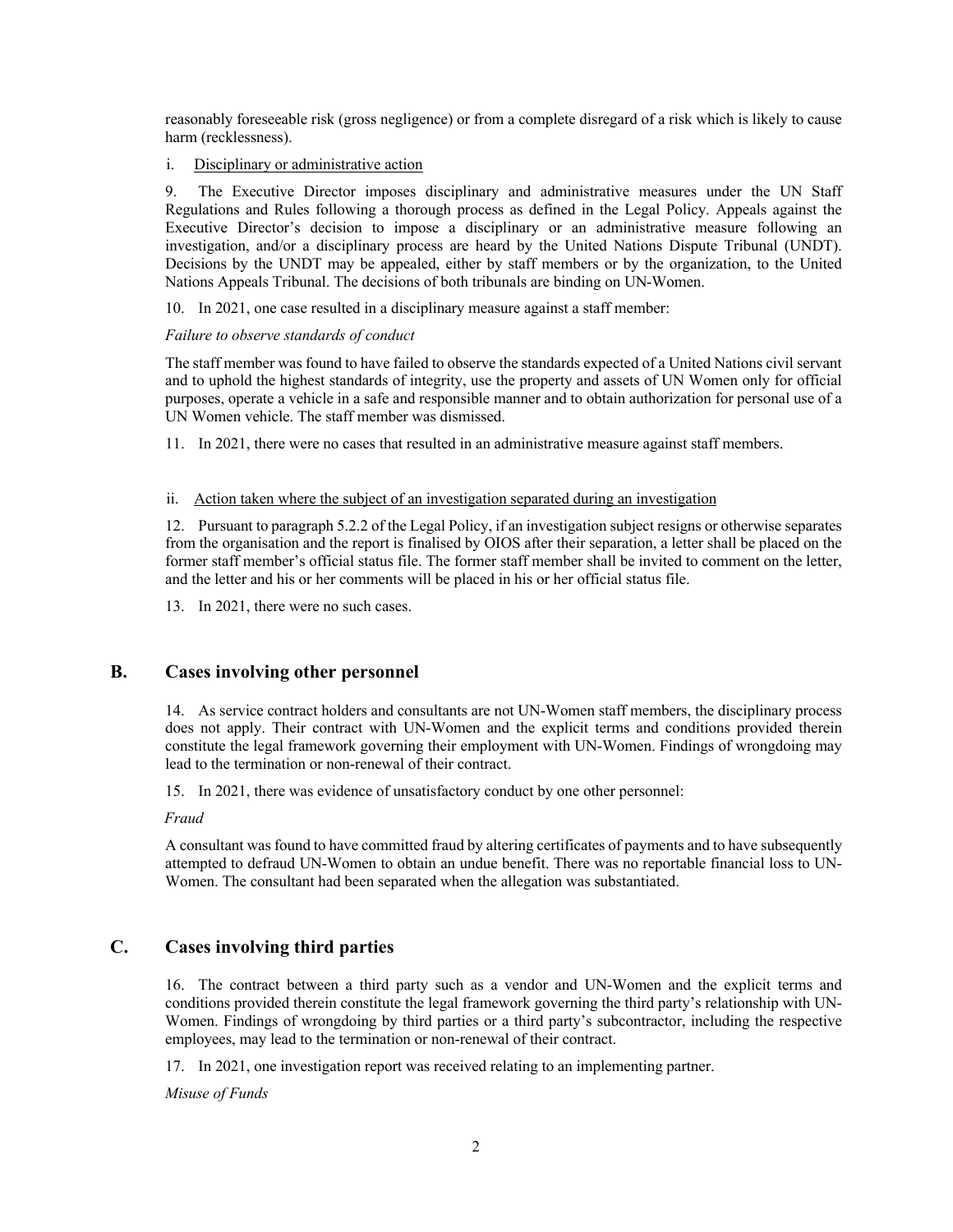reasonably foreseeable risk (gross negligence) or from a complete disregard of a risk which is likely to cause harm (recklessness).

i. Disciplinary or administrative action

9. The Executive Director imposes disciplinary and administrative measures under the UN Staff Regulations and Rules following a thorough process as defined in the Legal Policy. Appeals against the Executive Director's decision to impose a disciplinary or an administrative measure following an investigation, and/or a disciplinary process are heard by the United Nations Dispute Tribunal (UNDT). Decisions by the UNDT may be appealed, either by staff members or by the organization, to the United Nations Appeals Tribunal. The decisions of both tribunals are binding on UN-Women.

10. In 2021, one case resulted in a disciplinary measure against a staff member:

*Failure to observe standards of conduct*

The staff member was found to have failed to observe the standards expected of a United Nations civil servant and to uphold the highest standards of integrity, use the property and assets of UN Women only for official purposes, operate a vehicle in a safe and responsible manner and to obtain authorization for personal use of a UN Women vehicle. The staff member was dismissed.

11. In 2021, there were no cases that resulted in an administrative measure against staff members.

ii. Action taken where the subject of an investigation separated during an investigation

12. Pursuant to paragraph 5.2.2 of the Legal Policy, if an investigation subject resigns or otherwise separates from the organisation and the report is finalised by OIOS after their separation, a letter shall be placed on the former staff member's official status file. The former staff member shall be invited to comment on the letter, and the letter and his or her comments will be placed in his or her official status file.

13. In 2021, there were no such cases.

## B. Cases involving other personnel

14. As service contract holders and consultants are not UN-Women staff members, the disciplinary process does not apply. Their contract with UN-Women and the explicit terms and conditions provided therein constitute the legal framework governing their employment with UN-Women. Findings of wrongdoing may lead to the termination or non-renewal of their contract.

15. In 2021, there was evidence of unsatisfactory conduct by one other personnel:

*Fraud*

A consultant was found to have committed fraud by altering certificates of payments and to have subsequently attempted to defraud UN-Women to obtain an undue benefit. There was no reportable financial loss to UN-Women. The consultant had been separated when the allegation was substantiated.

## C. Cases involving third parties

16. The contract between a third party such as a vendor and UN-Women and the explicit terms and conditions provided therein constitute the legal framework governing the third party's relationship with UN-Women. Findings of wrongdoing by third parties or a third party's subcontractor, including the respective employees, may lead to the termination or non-renewal of their contract.

17. In 2021, one investigation report was received relating to an implementing partner.

*Misuse of Funds*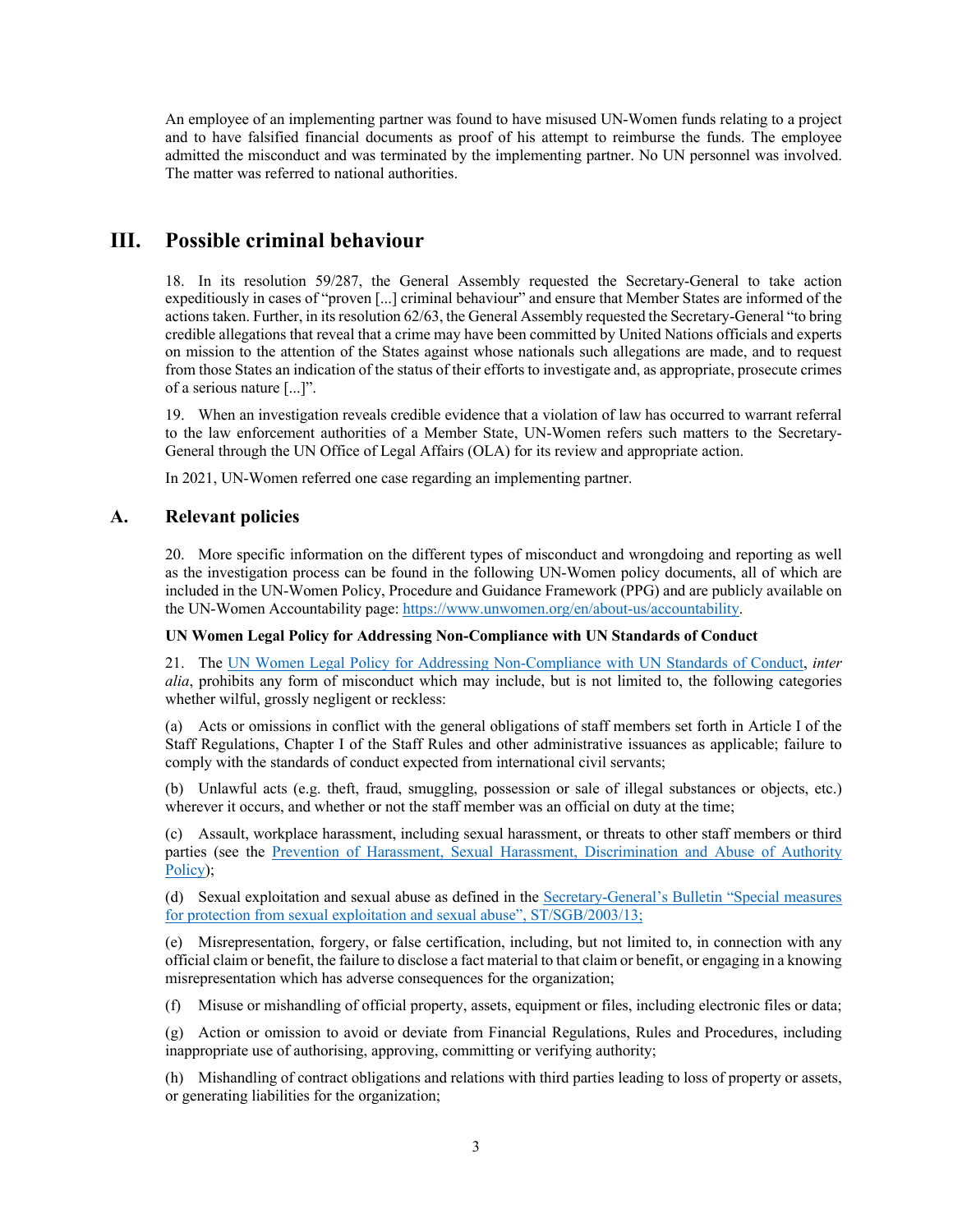An employee of an implementing partner was found to have misused UN-Women funds relating to a project and to have falsified financial documents as proof of his attempt to reimburse the funds. The employee admitted the misconduct and was terminated by the implementing partner. No UN personnel was involved. The matter was referred to national authorities.

# III. Possible criminal behaviour

18. In its resolution 59/287, the General Assembly requested the Secretary-General to take action expeditiously in cases of "proven [...] criminal behaviour" and ensure that Member States are informed of the actions taken. Further, in its resolution 62/63, the General Assembly requested the Secretary-General "to bring credible allegations that reveal that a crime may have been committed by United Nations officials and experts on mission to the attention of the States against whose nationals such allegations are made, and to request from those States an indication of the status of their efforts to investigate and, as appropriate, prosecute crimes of a serious nature [...]".

19. When an investigation reveals credible evidence that a violation of law has occurred to warrant referral to the law enforcement authorities of a Member State, UN-Women refers such matters to the Secretary-General through the UN Office of Legal Affairs (OLA) for its review and appropriate action.

In 2021, UN-Women referred one case regarding an implementing partner.

## A. Relevant policies

20. More specific information on the different types of misconduct and wrongdoing and reporting as well as the investigation process can be found in the following UN-Women policy documents, all of which are included in the UN-Women Policy, Procedure and Guidance Framework (PPG) and are publicly available on the UN-Women Accountability page: https://www.unwomen.org/en/about-us/accountability.

**UN Women Legal Policy for Addressing Non-Compliance with UN Standards of Conduct**

21. The UN Women Legal Policy for Addressing Non-Compliance with UN Standards of Conduct, *inter alia*, prohibits any form of misconduct which may include, but is not limited to, the following categories whether wilful, grossly negligent or reckless:

(a) Acts or omissions in conflict with the general obligations of staff members set forth in Article I of the Staff Regulations, Chapter I of the Staff Rules and other administrative issuances as applicable; failure to comply with the standards of conduct expected from international civil servants;

(b) Unlawful acts (e.g. theft, fraud, smuggling, possession or sale of illegal substances or objects, etc.) wherever it occurs, and whether or not the staff member was an official on duty at the time;

(c) Assault, workplace harassment, including sexual harassment, or threats to other staff members or third parties (see the Prevention of Harassment, Sexual Harassment, Discrimination and Abuse of Authority Policy);

(d) Sexual exploitation and sexual abuse as defined in the Secretary-General's Bulletin "Special measures for protection from sexual exploitation and sexual abuse", ST/SGB/2003/13;

(e) Misrepresentation, forgery, or false certification, including, but not limited to, in connection with any official claim or benefit, the failure to disclose a fact material to that claim or benefit, or engaging in a knowing misrepresentation which has adverse consequences for the organization;

(f) Misuse or mishandling of official property, assets, equipment or files, including electronic files or data;

(g) Action or omission to avoid or deviate from Financial Regulations, Rules and Procedures, including inappropriate use of authorising, approving, committing or verifying authority;

(h) Mishandling of contract obligations and relations with third parties leading to loss of property or assets, or generating liabilities for the organization;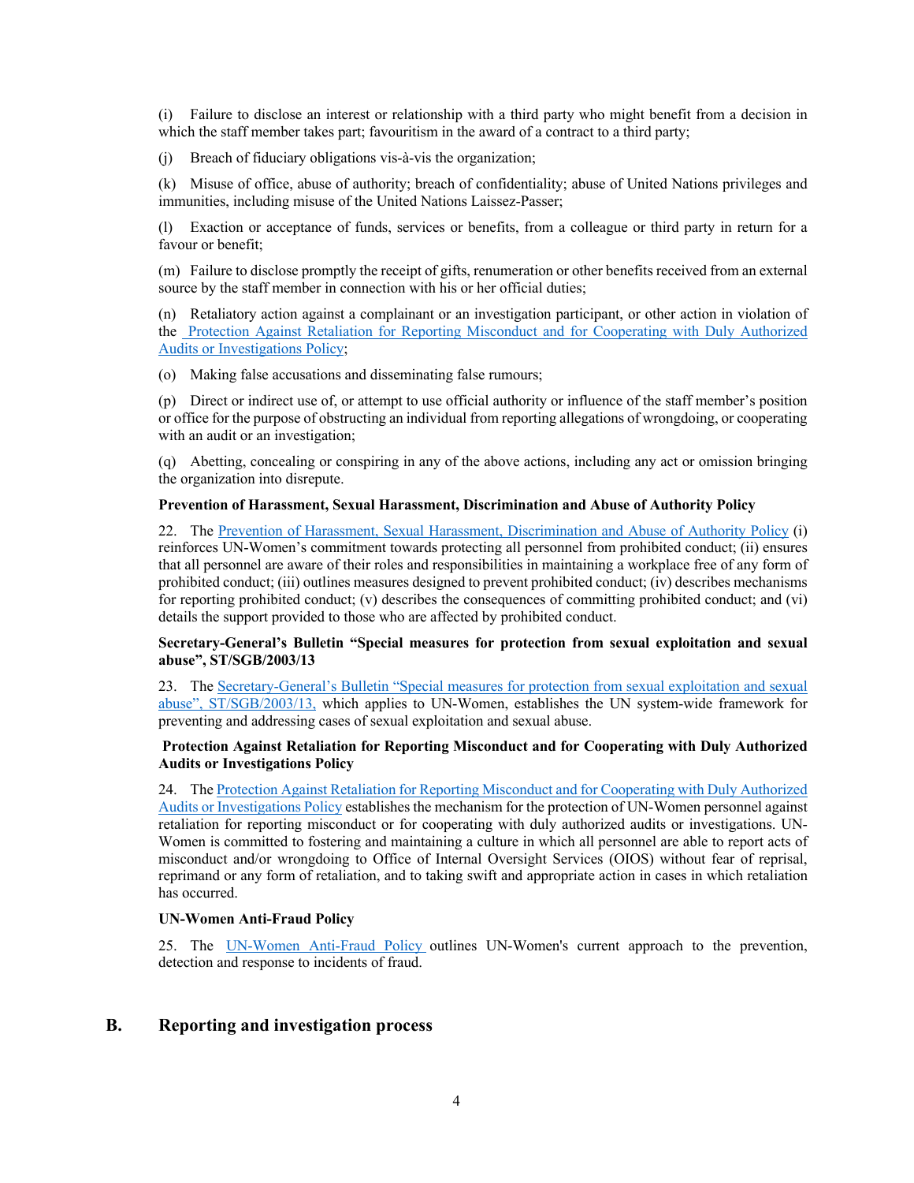(i) Failure to disclose an interest or relationship with a third party who might benefit from a decision in which the staff member takes part; favouritism in the award of a contract to a third party;

(j) Breach of fiduciary obligations vis-à-vis the organization;

(k) Misuse of office, abuse of authority; breach of confidentiality; abuse of United Nations privileges and immunities, including misuse of the United Nations Laissez-Passer;

(l) Exaction or acceptance of funds, services or benefits, from a colleague or third party in return for a favour or benefit;

(m) Failure to disclose promptly the receipt of gifts, renumeration or other benefits received from an external source by the staff member in connection with his or her official duties;

(n) Retaliatory action against a complainant or an investigation participant, or other action in violation of the Protection Against Retaliation for Reporting Misconduct and for Cooperating with Duly Authorized Audits or Investigations Policy;

(o) Making false accusations and disseminating false rumours;

(p) Direct or indirect use of, or attempt to use official authority or influence of the staff member's position or office for the purpose of obstructing an individual from reporting allegations of wrongdoing, or cooperating with an audit or an investigation;

(q) Abetting, concealing or conspiring in any of the above actions, including any act or omission bringing the organization into disrepute.

**Prevention of Harassment, Sexual Harassment, Discrimination and Abuse of Authority Policy**

22. The Prevention of Harassment, Sexual Harassment, Discrimination and Abuse of Authority Policy (i) reinforces UN-Women's commitment towards protecting all personnel from prohibited conduct; (ii) ensures that all personnel are aware of their roles and responsibilities in maintaining a workplace free of any form of prohibited conduct; (iii) outlines measures designed to prevent prohibited conduct; (iv) describes mechanisms for reporting prohibited conduct; (v) describes the consequences of committing prohibited conduct; and (vi) details the support provided to those who are affected by prohibited conduct.

**Secretary-General's Bulletin "Special measures for protection from sexual exploitation and sexual abuse", ST/SGB/2003/13**

23. The Secretary-General's Bulletin "Special measures for protection from sexual exploitation and sexual abuse", ST/SGB/2003/13, which applies to UN-Women, establishes the UN system-wide framework for preventing and addressing cases of sexual exploitation and sexual abuse.

**Protection Against Retaliation for Reporting Misconduct and for Cooperating with Duly Authorized Audits or Investigations Policy**

24. The Protection Against Retaliation for Reporting Misconduct and for Cooperating with Duly Authorized Audits or Investigations Policy establishes the mechanism for the protection of UN-Women personnel against retaliation for reporting misconduct or for cooperating with duly authorized audits or investigations. UN-Women is committed to fostering and maintaining a culture in which all personnel are able to report acts of misconduct and/or wrongdoing to Office of Internal Oversight Services (OIOS) without fear of reprisal, reprimand or any form of retaliation, and to taking swift and appropriate action in cases in which retaliation has occurred.

**UN-Women Anti-Fraud Policy**

25. The UN-Women Anti-Fraud Policy outlines UN-Women's current approach to the prevention, detection and response to incidents of fraud.

## B. Reporting and investigation process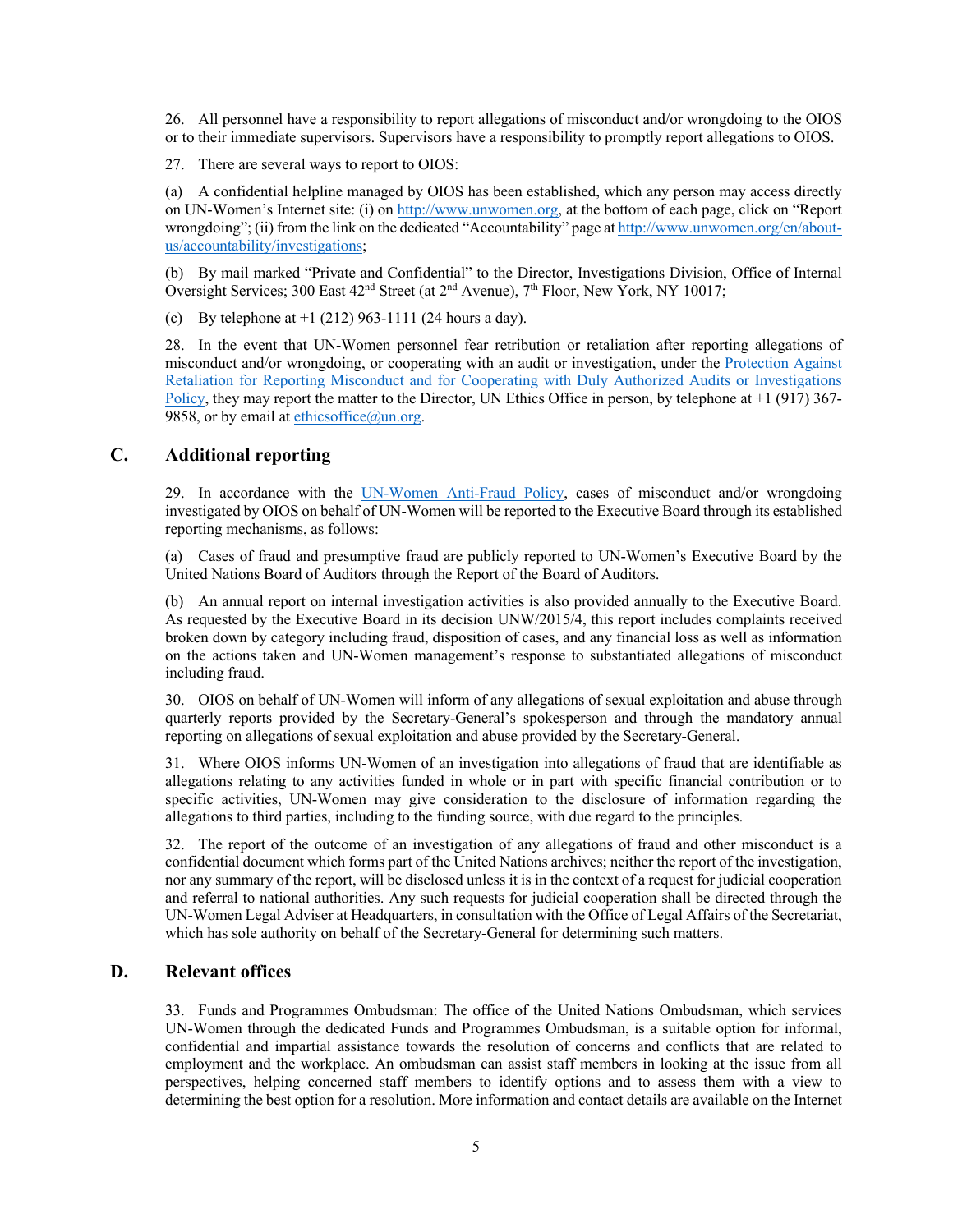26. All personnel have a responsibility to report allegations of misconduct and/or wrongdoing to the OIOS or to their immediate supervisors. Supervisors have a responsibility to promptly report allegations to OIOS.

27. There are several ways to report to OIOS:

(a) A confidential helpline managed by OIOS has been established, which any person may access directly on UN-Women's Internet site: (i) on http://www.unwomen.org, at the bottom of each page, click on "Report wrongdoing"; (ii) from the link on the dedicated "Accountability" page at http://www.unwomen.org/en/about-us/accountability/investigations;

(b) By mail marked "Private and Confidential" to the Director, Investigations Division, Office of Internal Oversight Services; 300 East 42nd Street (at 2nd Avenue), 7th Floor, New York, NY 10017;

(c) By telephone at +1 (212) 963-1111 (24 hours a day).

28. In the event that UN-Women personnel fear retribution or retaliation after reporting allegations of misconduct and/or wrongdoing, or cooperating with an audit or investigation, under the Protection Against Retaliation for Reporting Misconduct and for Cooperating with Duly Authorized Audits or Investigations Policy, they may report the matter to the Director, UN Ethics Office in person, by telephone at +1 (917) 367-9858, or by email at ethicsoffice@un.org.

## C. Additional reporting

29. In accordance with the UN-Women Anti-Fraud Policy, cases of misconduct and/or wrongdoing investigated by OIOS on behalf of UN-Women will be reported to the Executive Board through its established reporting mechanisms, as follows:

(a) Cases of fraud and presumptive fraud are publicly reported to UN-Women's Executive Board by the United Nations Board of Auditors through the Report of the Board of Auditors.

(b) An annual report on internal investigation activities is also provided annually to the Executive Board. As requested by the Executive Board in its decision UNW/2015/4, this report includes complaints received broken down by category including fraud, disposition of cases, and any financial loss as well as information on the actions taken and UN-Women management's response to substantiated allegations of misconduct including fraud.

30. OIOS on behalf of UN-Women will inform of any allegations of sexual exploitation and abuse through quarterly reports provided by the Secretary-General's spokesperson and through the mandatory annual reporting on allegations of sexual exploitation and abuse provided by the Secretary-General.

31. Where OIOS informs UN-Women of an investigation into allegations of fraud that are identifiable as allegations relating to any activities funded in whole or in part with specific financial contribution or to specific activities, UN-Women may give consideration to the disclosure of information regarding the allegations to third parties, including to the funding source, with due regard to the principles.

32. The report of the outcome of an investigation of any allegations of fraud and other misconduct is a confidential document which forms part of the United Nations archives; neither the report of the investigation, nor any summary of the report, will be disclosed unless it is in the context of a request for judicial cooperation and referral to national authorities. Any such requests for judicial cooperation shall be directed through the UN-Women Legal Adviser at Headquarters, in consultation with the Office of Legal Affairs of the Secretariat, which has sole authority on behalf of the Secretary-General for determining such matters.

## D. Relevant offices

33. Funds and Programmes Ombudsman: The office of the United Nations Ombudsman, which services UN-Women through the dedicated Funds and Programmes Ombudsman, is a suitable option for informal, confidential and impartial assistance towards the resolution of concerns and conflicts that are related to employment and the workplace. An ombudsman can assist staff members in looking at the issue from all perspectives, helping concerned staff members to identify options and to assess them with a view to determining the best option for a resolution. More information and contact details are available on the Internet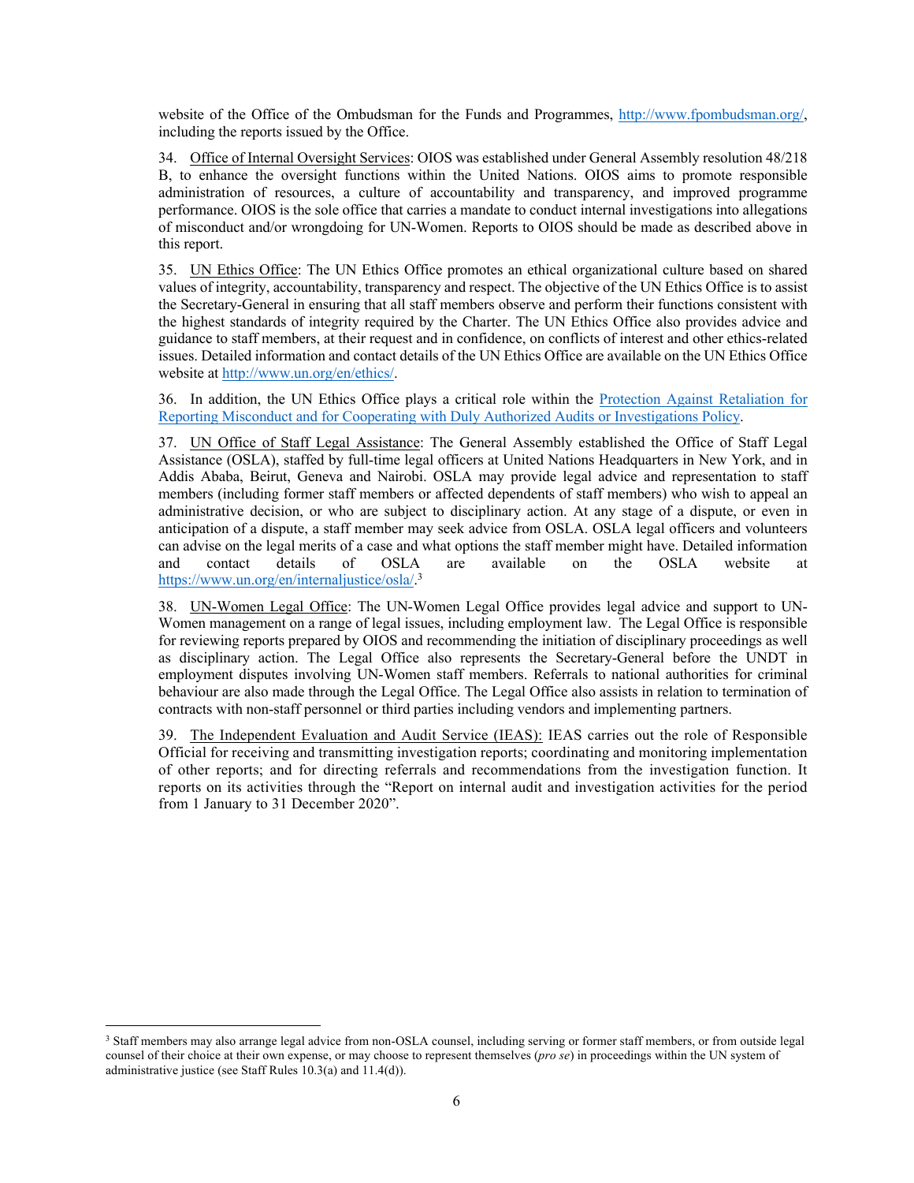website of the Office of the Ombudsman for the Funds and Programmes, http://www.fpombudsman.org/, including the reports issued by the Office.

34. Office of Internal Oversight Services: OIOS was established under General Assembly resolution 48/218 B, to enhance the oversight functions within the United Nations. OIOS aims to promote responsible administration of resources, a culture of accountability and transparency, and improved programme performance. OIOS is the sole office that carries a mandate to conduct internal investigations into allegations of misconduct and/or wrongdoing for UN-Women. Reports to OIOS should be made as described above in this report.

35. UN Ethics Office: The UN Ethics Office promotes an ethical organizational culture based on shared values of integrity, accountability, transparency and respect. The objective of the UN Ethics Office is to assist the Secretary-General in ensuring that all staff members observe and perform their functions consistent with the highest standards of integrity required by the Charter. The UN Ethics Office also provides advice and guidance to staff members, at their request and in confidence, on conflicts of interest and other ethics-related issues. Detailed information and contact details of the UN Ethics Office are available on the UN Ethics Office website at http://www.un.org/en/ethics/.

36. In addition, the UN Ethics Office plays a critical role within the Protection Against Retaliation for Reporting Misconduct and for Cooperating with Duly Authorized Audits or Investigations Policy.

37. UN Office of Staff Legal Assistance: The General Assembly established the Office of Staff Legal Assistance (OSLA), staffed by full-time legal officers at United Nations Headquarters in New York, and in Addis Ababa, Beirut, Geneva and Nairobi. OSLA may provide legal advice and representation to staff members (including former staff members or affected dependents of staff members) who wish to appeal an administrative decision, or who are subject to disciplinary action. At any stage of a dispute, or even in anticipation of a dispute, a staff member may seek advice from OSLA. OSLA legal officers and volunteers can advise on the legal merits of a case and what options the staff member might have. Detailed information and contact details of OSLA are available on the OSLA website at https://www.un.org/en/internaljustice/osla/.[3]

38. UN-Women Legal Office: The UN-Women Legal Office provides legal advice and support to UN-Women management on a range of legal issues, including employment law. The Legal Office is responsible for reviewing reports prepared by OIOS and recommending the initiation of disciplinary proceedings as well as disciplinary action. The Legal Office also represents the Secretary-General before the UNDT in employment disputes involving UN-Women staff members. Referrals to national authorities for criminal behaviour are also made through the Legal Office. The Legal Office also assists in relation to termination of contracts with non-staff personnel or third parties including vendors and implementing partners.

39. The Independent Evaluation and Audit Service (IEAS): IEAS carries out the role of Responsible Official for receiving and transmitting investigation reports; coordinating and monitoring implementation of other reports; and for directing referrals and recommendations from the investigation function. It reports on its activities through the "Report on internal audit and investigation activities for the period from 1 January to 31 December 2020".

---

[3] Staff members may also arrange legal advice from non-OSLA counsel, including serving or former staff members, or from outside legal counsel of their choice at their own expense, or may choose to represent themselves (*pro se*) in proceedings within the UN system of administrative justice (see Staff Rules 10.3(a) and 11.4(d)).